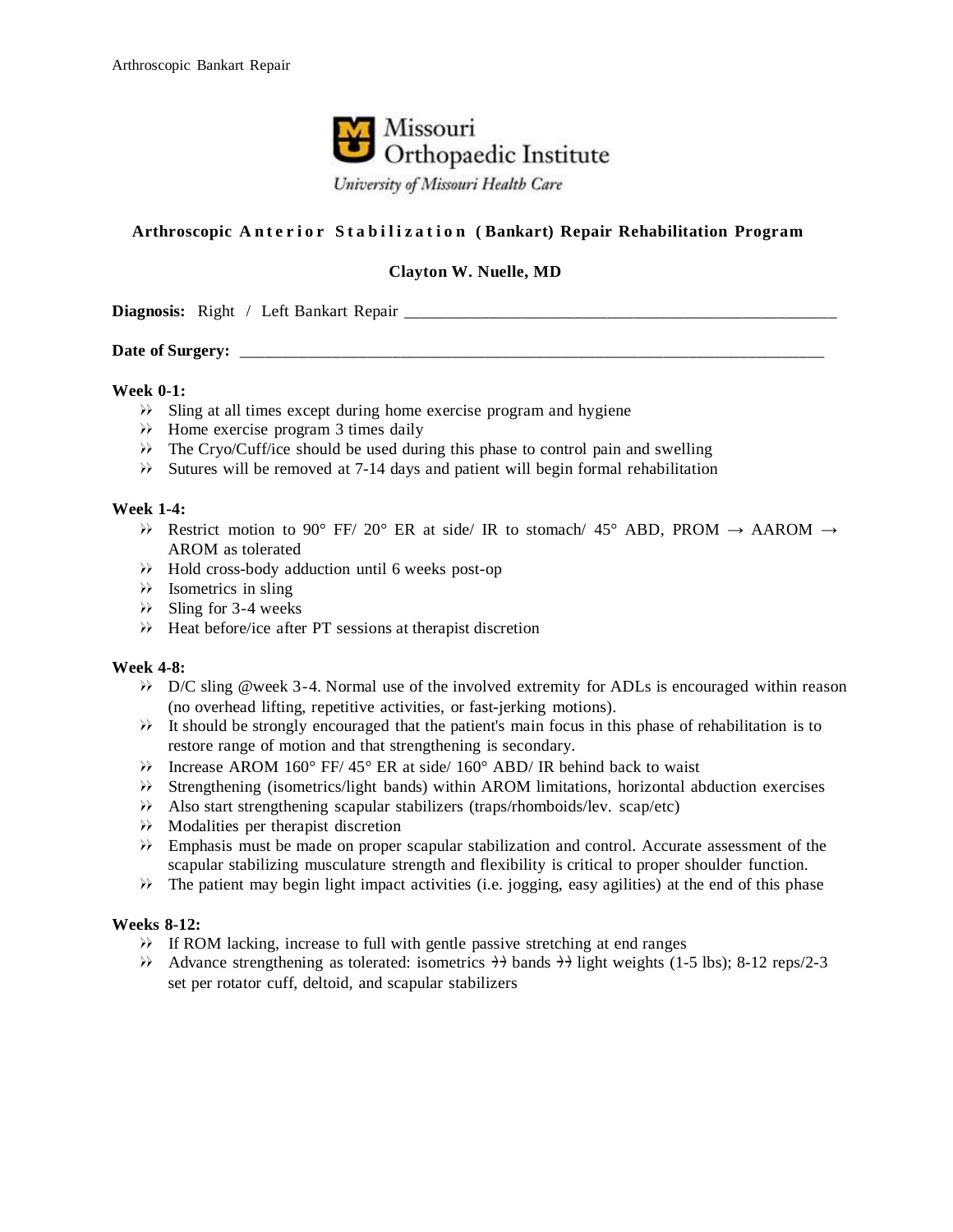Missouri Orthopaedic Institute

University of Missouri Health Care

## Arthroscopic Anterior Stabilization (Bankart) Repair Rehabilitation Program

**Clayton W. Nuelle, MD**

**Diagnosis:** Right / Left Bankart Repair ____________________________________________________

**Date of Surgery:** ________________________________________________________________________

**Week 0-1:**

- Sling at all times except during home exercise program and hygiene
- Home exercise program 3 times daily
- The Cryo/Cuff/ice should be used during this phase to control pain and swelling
- Sutures will be removed at 7-14 days and patient will begin formal rehabilitation

**Week 1-4:**

- Restrict motion to 90° FF/ 20° ER at side/ IR to stomach/ 45° ABD, PROM → AAROM → AROM as tolerated
- Hold cross-body adduction until 6 weeks post-op
- Isometrics in sling
- Sling for 3-4 weeks
- Heat before/ice after PT sessions at therapist discretion

**Week 4-8:**

- D/C sling @week 3-4. Normal use of the involved extremity for ADLs is encouraged within reason (no overhead lifting, repetitive activities, or fast-jerking motions).
- It should be strongly encouraged that the patient's main focus in this phase of rehabilitation is to restore range of motion and that strengthening is secondary.
- Increase AROM 160° FF/ 45° ER at side/ 160° ABD/ IR behind back to waist
- Strengthening (isometrics/light bands) within AROM limitations, horizontal abduction exercises
- Also start strengthening scapular stabilizers (traps/rhomboids/lev. scap/etc)
- Modalities per therapist discretion
- Emphasis must be made on proper scapular stabilization and control. Accurate assessment of the scapular stabilizing musculature strength and flexibility is critical to proper shoulder function.
- The patient may begin light impact activities (i.e. jogging, easy agilities) at the end of this phase

**Weeks 8-12:**

- If ROM lacking, increase to full with gentle passive stretching at end ranges
- Advance strengthening as tolerated: isometrics → bands → light weights (1-5 lbs); 8-12 reps/2-3 set per rotator cuff, deltoid, and scapular stabilizers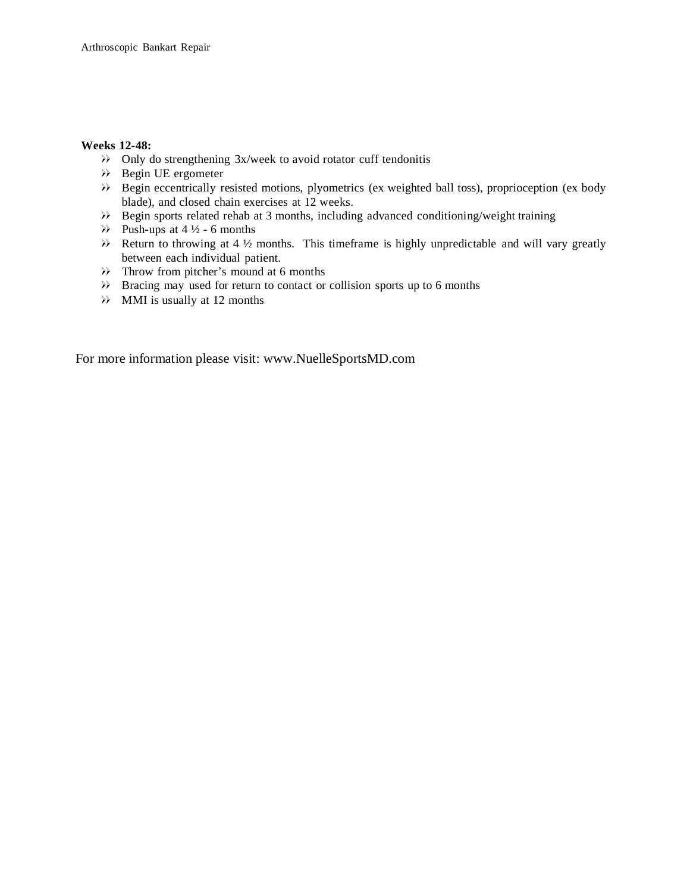**Weeks 12-48:**

- Only do strengthening 3x/week to avoid rotator cuff tendonitis
- Begin UE ergometer
- Begin eccentrically resisted motions, plyometrics (ex weighted ball toss), proprioception (ex body blade), and closed chain exercises at 12 weeks.
- Begin sports related rehab at 3 months, including advanced conditioning/weight training
- Push-ups at 4 ½ - 6 months
- Return to throwing at 4 ½ months. This timeframe is highly unpredictable and will vary greatly between each individual patient.
- Throw from pitcher's mound at 6 months
- Bracing may used for return to contact or collision sports up to 6 months
- MMI is usually at 12 months

For more information please visit: www.NuelleSportsMD.com